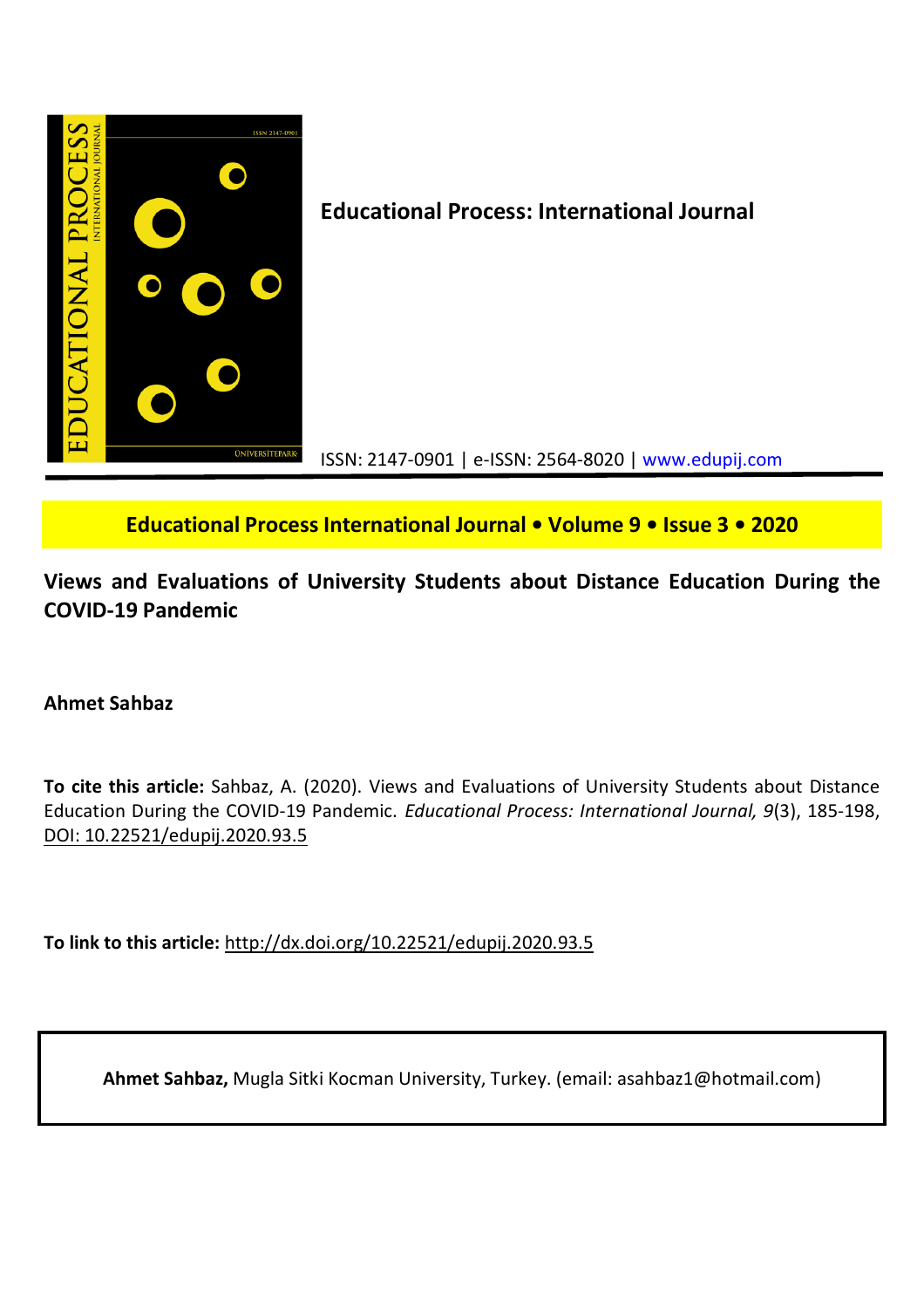**Educational Process: International Journal**

ISSN: 2147-0901 | e-ISSN: 2564-8020 | www.edupij.com

**Educational Process International Journal • Volume 9 • Issue 3 • 2020**

# Views and Evaluations of University Students about Distance Education During the COVID-19 Pandemic

**Ahmet Sahbaz**

**To cite this article:** Sahbaz, A. (2020). Views and Evaluations of University Students about Distance Education During the COVID-19 Pandemic. *Educational Process: International Journal, 9*(3), 185-198, DOI: 10.22521/edupij.2020.93.5

**To link to this article:** http://dx.doi.org/10.22521/edupij.2020.93.5

**Ahmet Sahbaz,** Mugla Sitki Kocman University, Turkey. (email: asahbaz1@hotmail.com)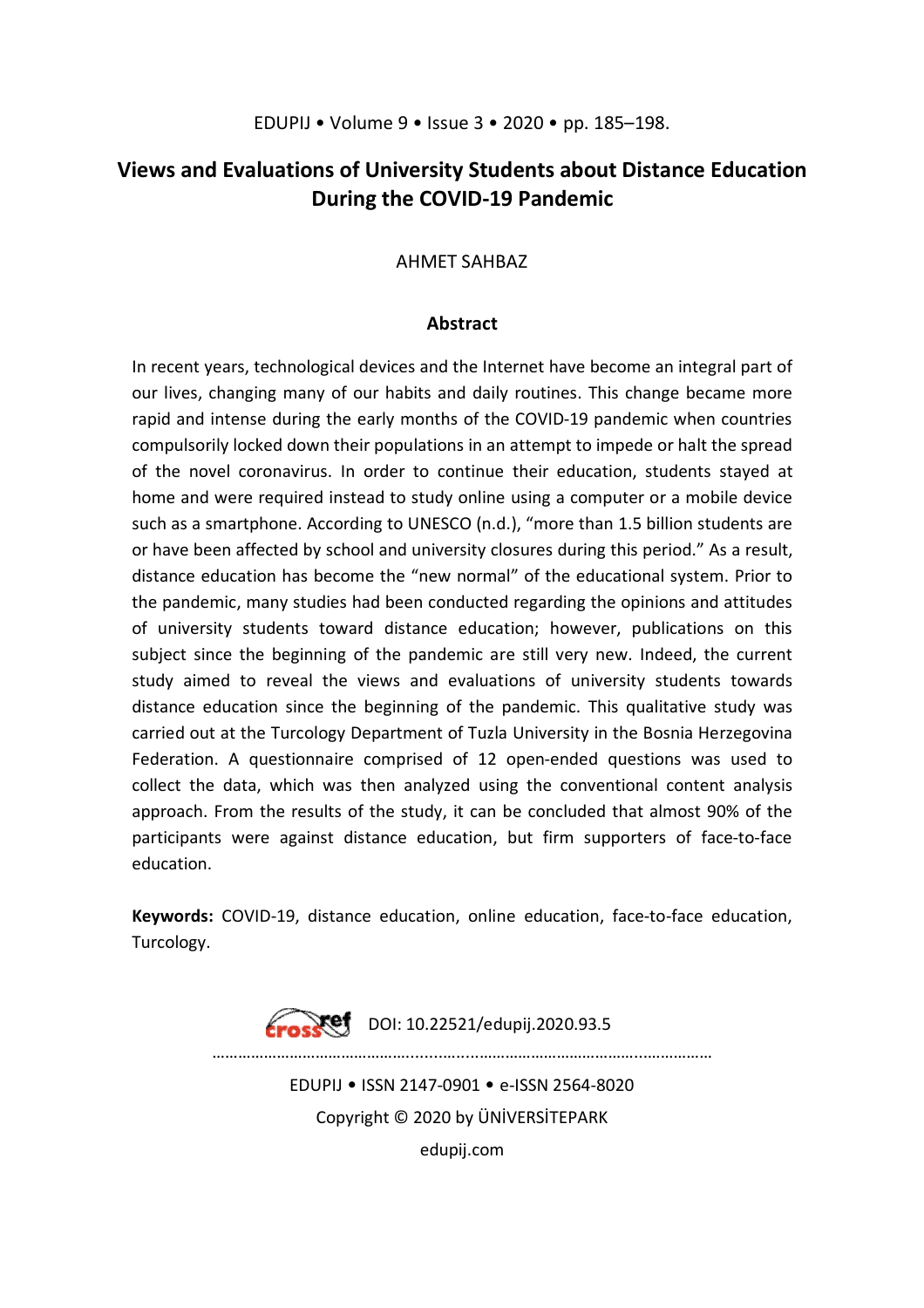# Views and Evaluations of University Students about Distance Education During the COVID-19 Pandemic

AHMET SAHBAZ

## Abstract

In recent years, technological devices and the Internet have become an integral part of our lives, changing many of our habits and daily routines. This change became more rapid and intense during the early months of the COVID-19 pandemic when countries compulsorily locked down their populations in an attempt to impede or halt the spread of the novel coronavirus. In order to continue their education, students stayed at home and were required instead to study online using a computer or a mobile device such as a smartphone. According to UNESCO (n.d.), "more than 1.5 billion students are or have been affected by school and university closures during this period." As a result, distance education has become the "new normal" of the educational system. Prior to the pandemic, many studies had been conducted regarding the opinions and attitudes of university students toward distance education; however, publications on this subject since the beginning of the pandemic are still very new. Indeed, the current study aimed to reveal the views and evaluations of university students towards distance education since the beginning of the pandemic. This qualitative study was carried out at the Turcology Department of Tuzla University in the Bosnia Herzegovina Federation. A questionnaire comprised of 12 open-ended questions was used to collect the data, which was then analyzed using the conventional content analysis approach. From the results of the study, it can be concluded that almost 90% of the participants were against distance education, but firm supporters of face-to-face education.

**Keywords:** COVID-19, distance education, online education, face-to-face education, Turcology.

DOI: 10.22521/edupij.2020.93.5

EDUPIJ • ISSN 2147-0901 • e-ISSN 2564-8020

Copyright © 2020 by ÜNİVERSİTEPARK

edupij.com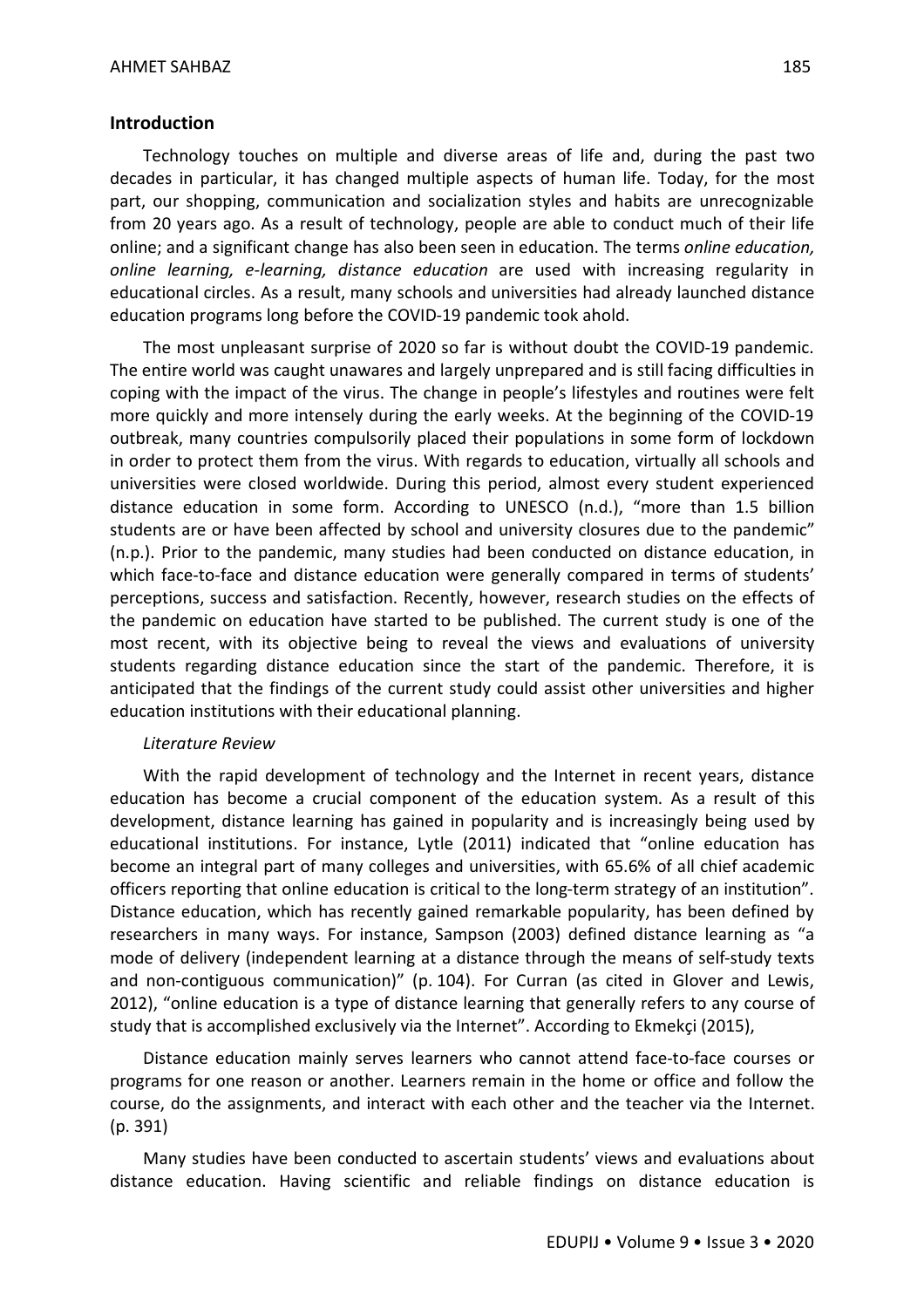## Introduction

Technology touches on multiple and diverse areas of life and, during the past two decades in particular, it has changed multiple aspects of human life. Today, for the most part, our shopping, communication and socialization styles and habits are unrecognizable from 20 years ago. As a result of technology, people are able to conduct much of their life online; and a significant change has also been seen in education. The terms *online education, online learning, e-learning, distance education* are used with increasing regularity in educational circles. As a result, many schools and universities had already launched distance education programs long before the COVID-19 pandemic took ahold.

The most unpleasant surprise of 2020 so far is without doubt the COVID-19 pandemic. The entire world was caught unawares and largely unprepared and is still facing difficulties in coping with the impact of the virus. The change in people's lifestyles and routines were felt more quickly and more intensely during the early weeks. At the beginning of the COVID-19 outbreak, many countries compulsorily placed their populations in some form of lockdown in order to protect them from the virus. With regards to education, virtually all schools and universities were closed worldwide. During this period, almost every student experienced distance education in some form. According to UNESCO (n.d.), "more than 1.5 billion students are or have been affected by school and university closures due to the pandemic" (n.p.). Prior to the pandemic, many studies had been conducted on distance education, in which face-to-face and distance education were generally compared in terms of students' perceptions, success and satisfaction. Recently, however, research studies on the effects of the pandemic on education have started to be published. The current study is one of the most recent, with its objective being to reveal the views and evaluations of university students regarding distance education since the start of the pandemic. Therefore, it is anticipated that the findings of the current study could assist other universities and higher education institutions with their educational planning.

### *Literature Review*

With the rapid development of technology and the Internet in recent years, distance education has become a crucial component of the education system. As a result of this development, distance learning has gained in popularity and is increasingly being used by educational institutions. For instance, Lytle (2011) indicated that "online education has become an integral part of many colleges and universities, with 65.6% of all chief academic officers reporting that online education is critical to the long-term strategy of an institution". Distance education, which has recently gained remarkable popularity, has been defined by researchers in many ways. For instance, Sampson (2003) defined distance learning as "a mode of delivery (independent learning at a distance through the means of self-study texts and non-contiguous communication)" (p. 104). For Curran (as cited in Glover and Lewis, 2012), "online education is a type of distance learning that generally refers to any course of study that is accomplished exclusively via the Internet". According to Ekmekçi (2015),

> Distance education mainly serves learners who cannot attend face-to-face courses or programs for one reason or another. Learners remain in the home or office and follow the course, do the assignments, and interact with each other and the teacher via the Internet. (p. 391)

Many studies have been conducted to ascertain students' views and evaluations about distance education. Having scientific and reliable findings on distance education is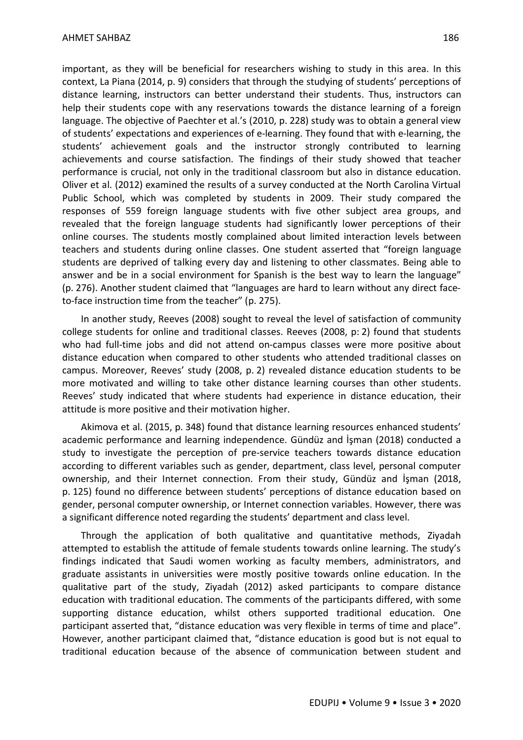important, as they will be beneficial for researchers wishing to study in this area. In this context, La Piana (2014, p. 9) considers that through the studying of students' perceptions of distance learning, instructors can better understand their students. Thus, instructors can help their students cope with any reservations towards the distance learning of a foreign language. The objective of Paechter et al.'s (2010, p. 228) study was to obtain a general view of students' expectations and experiences of e-learning. They found that with e-learning, the students' achievement goals and the instructor strongly contributed to learning achievements and course satisfaction. The findings of their study showed that teacher performance is crucial, not only in the traditional classroom but also in distance education. Oliver et al. (2012) examined the results of a survey conducted at the North Carolina Virtual Public School, which was completed by students in 2009. Their study compared the responses of 559 foreign language students with five other subject area groups, and revealed that the foreign language students had significantly lower perceptions of their online courses. The students mostly complained about limited interaction levels between teachers and students during online classes. One student asserted that "foreign language students are deprived of talking every day and listening to other classmates. Being able to answer and be in a social environment for Spanish is the best way to learn the language" (p. 276). Another student claimed that "languages are hard to learn without any direct face-to-face instruction time from the teacher" (p. 275).

In another study, Reeves (2008) sought to reveal the level of satisfaction of community college students for online and traditional classes. Reeves (2008, p: 2) found that students who had full-time jobs and did not attend on-campus classes were more positive about distance education when compared to other students who attended traditional classes on campus. Moreover, Reeves' study (2008, p. 2) revealed distance education students to be more motivated and willing to take other distance learning courses than other students. Reeves' study indicated that where students had experience in distance education, their attitude is more positive and their motivation higher.

Akimova et al. (2015, p. 348) found that distance learning resources enhanced students' academic performance and learning independence. Gündüz and İşman (2018) conducted a study to investigate the perception of pre-service teachers towards distance education according to different variables such as gender, department, class level, personal computer ownership, and their Internet connection. From their study, Gündüz and İşman (2018, p. 125) found no difference between students' perceptions of distance education based on gender, personal computer ownership, or Internet connection variables. However, there was a significant difference noted regarding the students' department and class level.

Through the application of both qualitative and quantitative methods, Ziyadah attempted to establish the attitude of female students towards online learning. The study's findings indicated that Saudi women working as faculty members, administrators, and graduate assistants in universities were mostly positive towards online education. In the qualitative part of the study, Ziyadah (2012) asked participants to compare distance education with traditional education. The comments of the participants differed, with some supporting distance education, whilst others supported traditional education. One participant asserted that, "distance education was very flexible in terms of time and place". However, another participant claimed that, "distance education is good but is not equal to traditional education because of the absence of communication between student and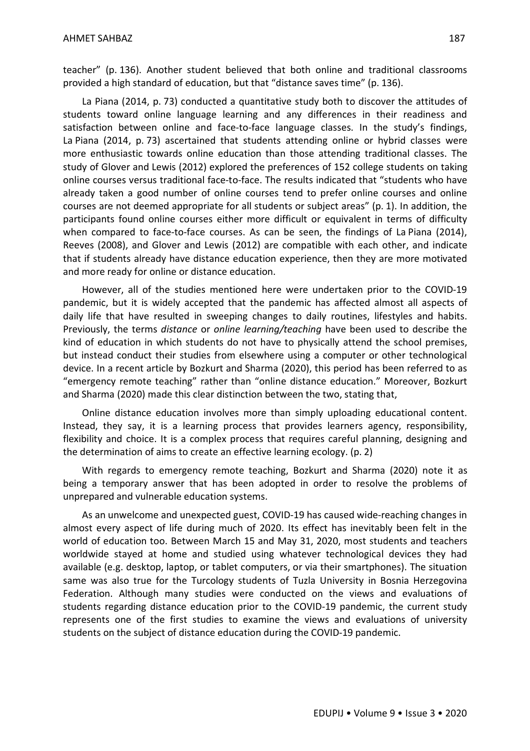teacher" (p. 136). Another student believed that both online and traditional classrooms provided a high standard of education, but that "distance saves time" (p. 136).

La Piana (2014, p. 73) conducted a quantitative study both to discover the attitudes of students toward online language learning and any differences in their readiness and satisfaction between online and face-to-face language classes. In the study's findings, La Piana (2014, p. 73) ascertained that students attending online or hybrid classes were more enthusiastic towards online education than those attending traditional classes. The study of Glover and Lewis (2012) explored the preferences of 152 college students on taking online courses versus traditional face-to-face. The results indicated that "students who have already taken a good number of online courses tend to prefer online courses and online courses are not deemed appropriate for all students or subject areas" (p. 1). In addition, the participants found online courses either more difficult or equivalent in terms of difficulty when compared to face-to-face courses. As can be seen, the findings of La Piana (2014), Reeves (2008), and Glover and Lewis (2012) are compatible with each other, and indicate that if students already have distance education experience, then they are more motivated and more ready for online or distance education.

However, all of the studies mentioned here were undertaken prior to the COVID-19 pandemic, but it is widely accepted that the pandemic has affected almost all aspects of daily life that have resulted in sweeping changes to daily routines, lifestyles and habits. Previously, the terms *distance* or *online learning/teaching* have been used to describe the kind of education in which students do not have to physically attend the school premises, but instead conduct their studies from elsewhere using a computer or other technological device. In a recent article by Bozkurt and Sharma (2020), this period has been referred to as "emergency remote teaching" rather than "online distance education." Moreover, Bozkurt and Sharma (2020) made this clear distinction between the two, stating that,

> Online distance education involves more than simply uploading educational content. Instead, they say, it is a learning process that provides learners agency, responsibility, flexibility and choice. It is a complex process that requires careful planning, designing and the determination of aims to create an effective learning ecology. (p. 2)

With regards to emergency remote teaching, Bozkurt and Sharma (2020) note it as being a temporary answer that has been adopted in order to resolve the problems of unprepared and vulnerable education systems.

As an unwelcome and unexpected guest, COVID-19 has caused wide-reaching changes in almost every aspect of life during much of 2020. Its effect has inevitably been felt in the world of education too. Between March 15 and May 31, 2020, most students and teachers worldwide stayed at home and studied using whatever technological devices they had available (e.g. desktop, laptop, or tablet computers, or via their smartphones). The situation same was also true for the Turcology students of Tuzla University in Bosnia Herzegovina Federation. Although many studies were conducted on the views and evaluations of students regarding distance education prior to the COVID-19 pandemic, the current study represents one of the first studies to examine the views and evaluations of university students on the subject of distance education during the COVID-19 pandemic.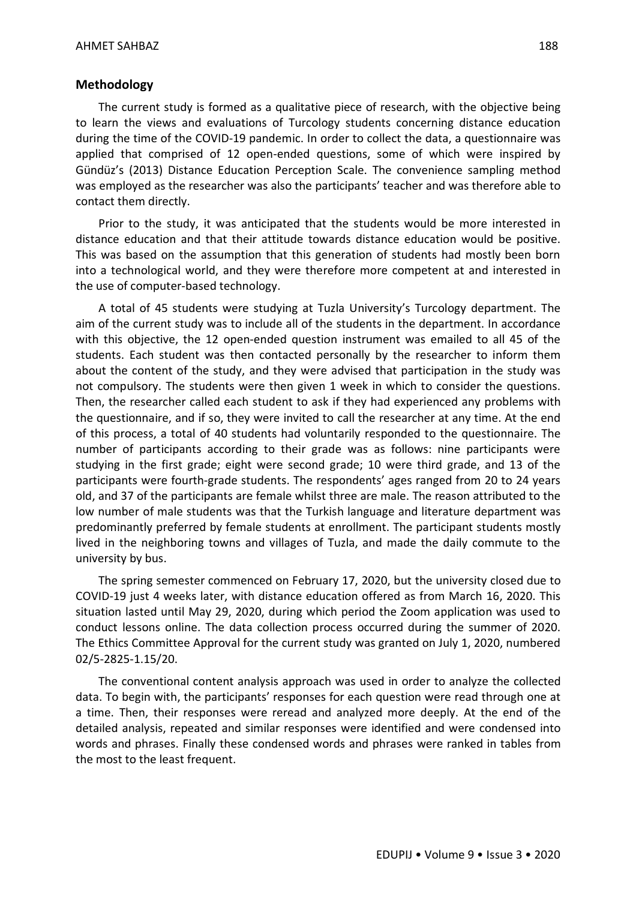## Methodology

The current study is formed as a qualitative piece of research, with the objective being to learn the views and evaluations of Turcology students concerning distance education during the time of the COVID-19 pandemic. In order to collect the data, a questionnaire was applied that comprised of 12 open-ended questions, some of which were inspired by Gündüz's (2013) Distance Education Perception Scale. The convenience sampling method was employed as the researcher was also the participants' teacher and was therefore able to contact them directly.

Prior to the study, it was anticipated that the students would be more interested in distance education and that their attitude towards distance education would be positive. This was based on the assumption that this generation of students had mostly been born into a technological world, and they were therefore more competent at and interested in the use of computer-based technology.

A total of 45 students were studying at Tuzla University's Turcology department. The aim of the current study was to include all of the students in the department. In accordance with this objective, the 12 open-ended question instrument was emailed to all 45 of the students. Each student was then contacted personally by the researcher to inform them about the content of the study, and they were advised that participation in the study was not compulsory. The students were then given 1 week in which to consider the questions. Then, the researcher called each student to ask if they had experienced any problems with the questionnaire, and if so, they were invited to call the researcher at any time. At the end of this process, a total of 40 students had voluntarily responded to the questionnaire. The number of participants according to their grade was as follows: nine participants were studying in the first grade; eight were second grade; 10 were third grade, and 13 of the participants were fourth-grade students. The respondents' ages ranged from 20 to 24 years old, and 37 of the participants are female whilst three are male. The reason attributed to the low number of male students was that the Turkish language and literature department was predominantly preferred by female students at enrollment. The participant students mostly lived in the neighboring towns and villages of Tuzla, and made the daily commute to the university by bus.

The spring semester commenced on February 17, 2020, but the university closed due to COVID-19 just 4 weeks later, with distance education offered as from March 16, 2020. This situation lasted until May 29, 2020, during which period the Zoom application was used to conduct lessons online. The data collection process occurred during the summer of 2020. The Ethics Committee Approval for the current study was granted on July 1, 2020, numbered 02/5-2825-1.15/20.

The conventional content analysis approach was used in order to analyze the collected data. To begin with, the participants' responses for each question were read through one at a time. Then, their responses were reread and analyzed more deeply. At the end of the detailed analysis, repeated and similar responses were identified and were condensed into words and phrases. Finally these condensed words and phrases were ranked in tables from the most to the least frequent.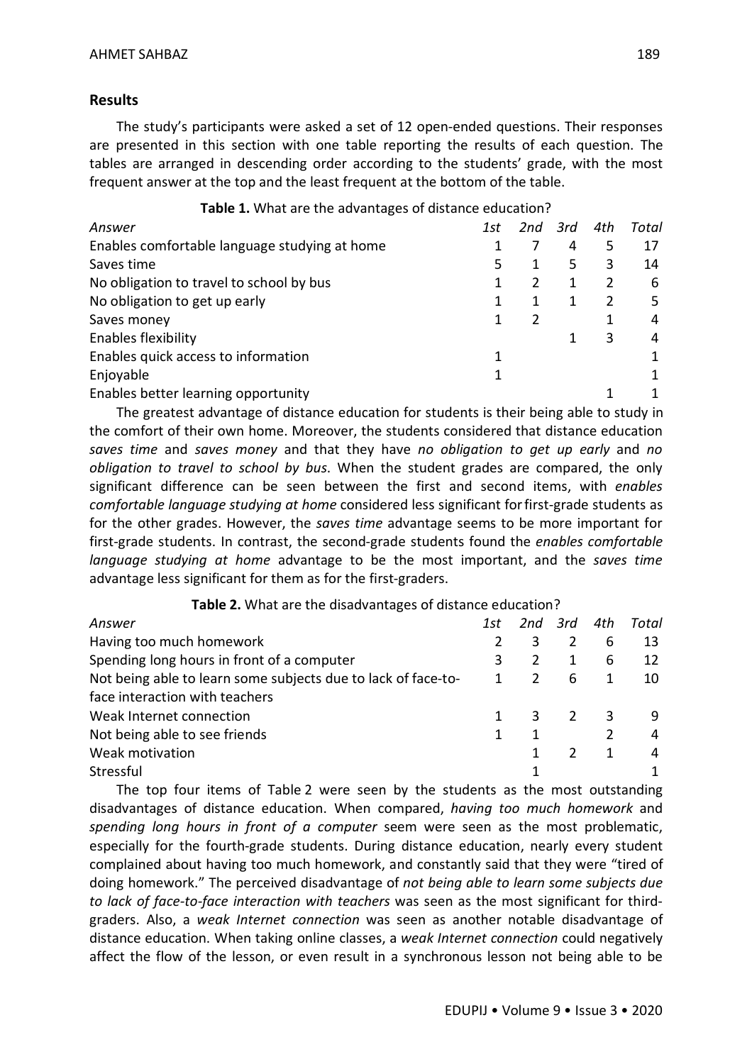## Results

The study's participants were asked a set of 12 open-ended questions. Their responses are presented in this section with one table reporting the results of each question. The tables are arranged in descending order according to the students' grade, with the most frequent answer at the top and the least frequent at the bottom of the table.

**Table 1.** What are the advantages of distance education?

| *Answer* | *1st* | *2nd* | *3rd* | *4th* | *Total* |
|---|---|---|---|---|---|
| Enables comfortable language studying at home | 1 | 7 | 4 | 5 | 17 |
| Saves time | 5 | 1 | 5 | 3 | 14 |
| No obligation to travel to school by bus | 1 | 2 | 1 | 2 | 6 |
| No obligation to get up early | 1 | 1 | 1 | 2 | 5 |
| Saves money | 1 | 2 | | 1 | 4 |
| Enables flexibility | | | 1 | 3 | 4 |
| Enables quick access to information | 1 | | | | 1 |
| Enjoyable | 1 | | | | 1 |
| Enables better learning opportunity | | | | 1 | 1 |

The greatest advantage of distance education for students is their being able to study in the comfort of their own home. Moreover, the students considered that distance education *saves time* and *saves money* and that they have *no obligation to get up early* and *no obligation to travel to school by bus*. When the student grades are compared, the only significant difference can be seen between the first and second items, with *enables comfortable language studying at home* considered less significant for first-grade students as for the other grades. However, the *saves time* advantage seems to be more important for first-grade students. In contrast, the second-grade students found the *enables comfortable language studying at home* advantage to be the most important, and the *saves time* advantage less significant for them as for the first-graders.

**Table 2.** What are the disadvantages of distance education?

| *Answer* | *1st* | *2nd* | *3rd* | *4th* | *Total* |
|---|---|---|---|---|---|
| Having too much homework | 2 | 3 | 2 | 6 | 13 |
| Spending long hours in front of a computer | 3 | 2 | 1 | 6 | 12 |
| Not being able to learn some subjects due to lack of face-to-face interaction with teachers | 1 | 2 | 6 | 1 | 10 |
| Weak Internet connection | 1 | 3 | 2 | 3 | 9 |
| Not being able to see friends | 1 | 1 | | 2 | 4 |
| Weak motivation | | 1 | 2 | 1 | 4 |
| Stressful | | 1 | | | 1 |

The top four items of Table 2 were seen by the students as the most outstanding disadvantages of distance education. When compared, *having too much homework* and *spending long hours in front of a computer* seem were seen as the most problematic, especially for the fourth-grade students. During distance education, nearly every student complained about having too much homework, and constantly said that they were "tired of doing homework." The perceived disadvantage of *not being able to learn some subjects due to lack of face-to-face interaction with teachers* was seen as the most significant for third-graders. Also, a *weak Internet connection* was seen as another notable disadvantage of distance education. When taking online classes, a *weak Internet connection* could negatively affect the flow of the lesson, or even result in a synchronous lesson not being able to be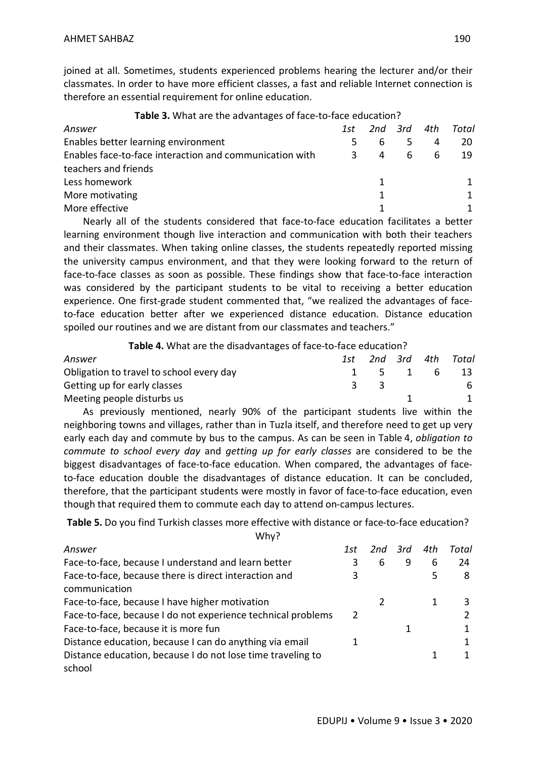joined at all. Sometimes, students experienced problems hearing the lecturer and/or their classmates. In order to have more efficient classes, a fast and reliable Internet connection is therefore an essential requirement for online education.

**Table 3.** What are the advantages of face-to-face education?

| *Answer* | *1st* | *2nd* | *3rd* | *4th* | *Total* |
|---|---|---|---|---|---|
| Enables better learning environment | 5 | 6 | 5 | 4 | 20 |
| Enables face-to-face interaction and communication with teachers and friends | 3 | 4 | 6 | 6 | 19 |
| Less homework | | 1 | | | 1 |
| More motivating | | 1 | | | 1 |
| More effective | | 1 | | | 1 |

Nearly all of the students considered that face-to-face education facilitates a better learning environment though live interaction and communication with both their teachers and their classmates. When taking online classes, the students repeatedly reported missing the university campus environment, and that they were looking forward to the return of face-to-face classes as soon as possible. These findings show that face-to-face interaction was considered by the participant students to be vital to receiving a better education experience. One first-grade student commented that, "we realized the advantages of face-to-face education better after we experienced distance education. Distance education spoiled our routines and we are distant from our classmates and teachers."

**Table 4.** What are the disadvantages of face-to-face education?

| *Answer* | *1st* | *2nd* | *3rd* | *4th* | *Total* |
|---|---|---|---|---|---|
| Obligation to travel to school every day | 1 | 5 | 1 | 6 | 13 |
| Getting up for early classes | 3 | 3 | | | 6 |
| Meeting people disturbs us | | | 1 | | 1 |

As previously mentioned, nearly 90% of the participant students live within the neighboring towns and villages, rather than in Tuzla itself, and therefore need to get up very early each day and commute by bus to the campus. As can be seen in Table 4, *obligation to commute to school every day* and *getting up for early classes* are considered to be the biggest disadvantages of face-to-face education. When compared, the advantages of face-to-face education double the disadvantages of distance education. It can be concluded, therefore, that the participant students were mostly in favor of face-to-face education, even though that required them to commute each day to attend on-campus lectures.

**Table 5.** Do you find Turkish classes more effective with distance or face-to-face education? Why?

| *Answer* | *1st* | *2nd* | *3rd* | *4th* | *Total* |
|---|---|---|---|---|---|
| Face-to-face, because I understand and learn better | 3 | 6 | 9 | 6 | 24 |
| Face-to-face, because there is direct interaction and communication | 3 | | | 5 | 8 |
| Face-to-face, because I have higher motivation | | 2 | | 1 | 3 |
| Face-to-face, because I do not experience technical problems | 2 | | | | 2 |
| Face-to-face, because it is more fun | | | 1 | | 1 |
| Distance education, because I can do anything via email | 1 | | | | 1 |
| Distance education, because I do not lose time traveling to school | | | | 1 | 1 |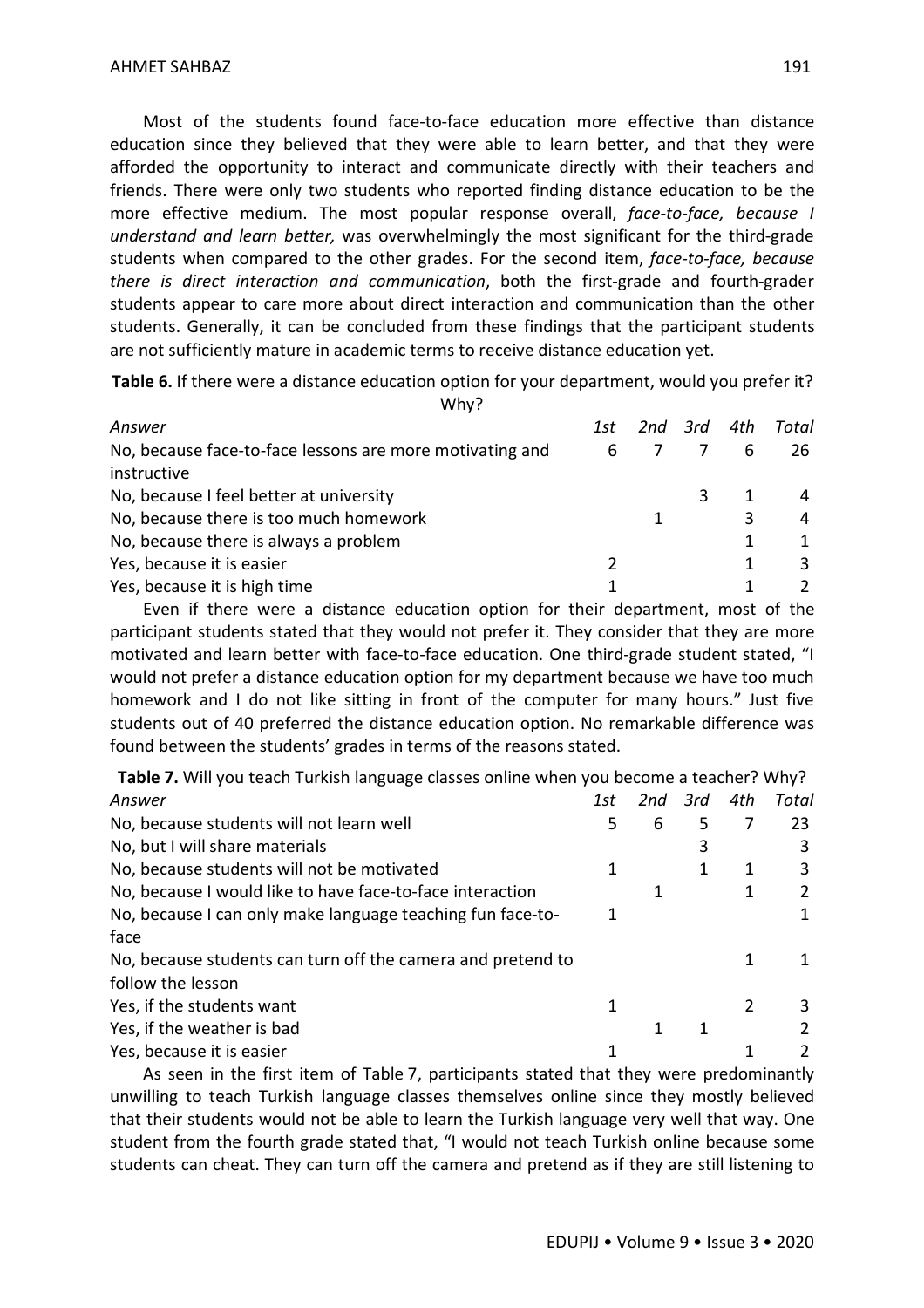Most of the students found face-to-face education more effective than distance education since they believed that they were able to learn better, and that they were afforded the opportunity to interact and communicate directly with their teachers and friends. There were only two students who reported finding distance education to be the more effective medium. The most popular response overall, *face-to-face, because I understand and learn better,* was overwhelmingly the most significant for the third-grade students when compared to the other grades. For the second item, *face-to-face, because there is direct interaction and communication*, both the first-grade and fourth-grader students appear to care more about direct interaction and communication than the other students. Generally, it can be concluded from these findings that the participant students are not sufficiently mature in academic terms to receive distance education yet.

**Table 6.** If there were a distance education option for your department, would you prefer it? Why?

| *Answer* | *1st* | *2nd* | *3rd* | *4th* | *Total* |
|---|---|---|---|---|---|
| No, because face-to-face lessons are more motivating and instructive | 6 | 7 | 7 | 6 | 26 |
| No, because I feel better at university | | | 3 | 1 | 4 |
| No, because there is too much homework | | 1 | | 3 | 4 |
| No, because there is always a problem | | | | 1 | 1 |
| Yes, because it is easier | 2 | | | 1 | 3 |
| Yes, because it is high time | 1 | | | 1 | 2 |

Even if there were a distance education option for their department, most of the participant students stated that they would not prefer it. They consider that they are more motivated and learn better with face-to-face education. One third-grade student stated, "I would not prefer a distance education option for my department because we have too much homework and I do not like sitting in front of the computer for many hours." Just five students out of 40 preferred the distance education option. No remarkable difference was found between the students' grades in terms of the reasons stated.

**Table 7.** Will you teach Turkish language classes online when you become a teacher? Why?

| *Answer* | *1st* | *2nd* | *3rd* | *4th* | *Total* |
|---|---|---|---|---|---|
| No, because students will not learn well | 5 | 6 | 5 | 7 | 23 |
| No, but I will share materials | | | 3 | | 3 |
| No, because students will not be motivated | 1 | | 1 | 1 | 3 |
| No, because I would like to have face-to-face interaction | | 1 | | 1 | 2 |
| No, because I can only make language teaching fun face-to-face | 1 | | | | 1 |
| No, because students can turn off the camera and pretend to follow the lesson | | | | 1 | 1 |
| Yes, if the students want | 1 | | | 2 | 3 |
| Yes, if the weather is bad | | 1 | 1 | | 2 |
| Yes, because it is easier | 1 | | | 1 | 2 |

As seen in the first item of Table 7, participants stated that they were predominantly unwilling to teach Turkish language classes themselves online since they mostly believed that their students would not be able to learn the Turkish language very well that way. One student from the fourth grade stated that, "I would not teach Turkish online because some students can cheat. They can turn off the camera and pretend as if they are still listening to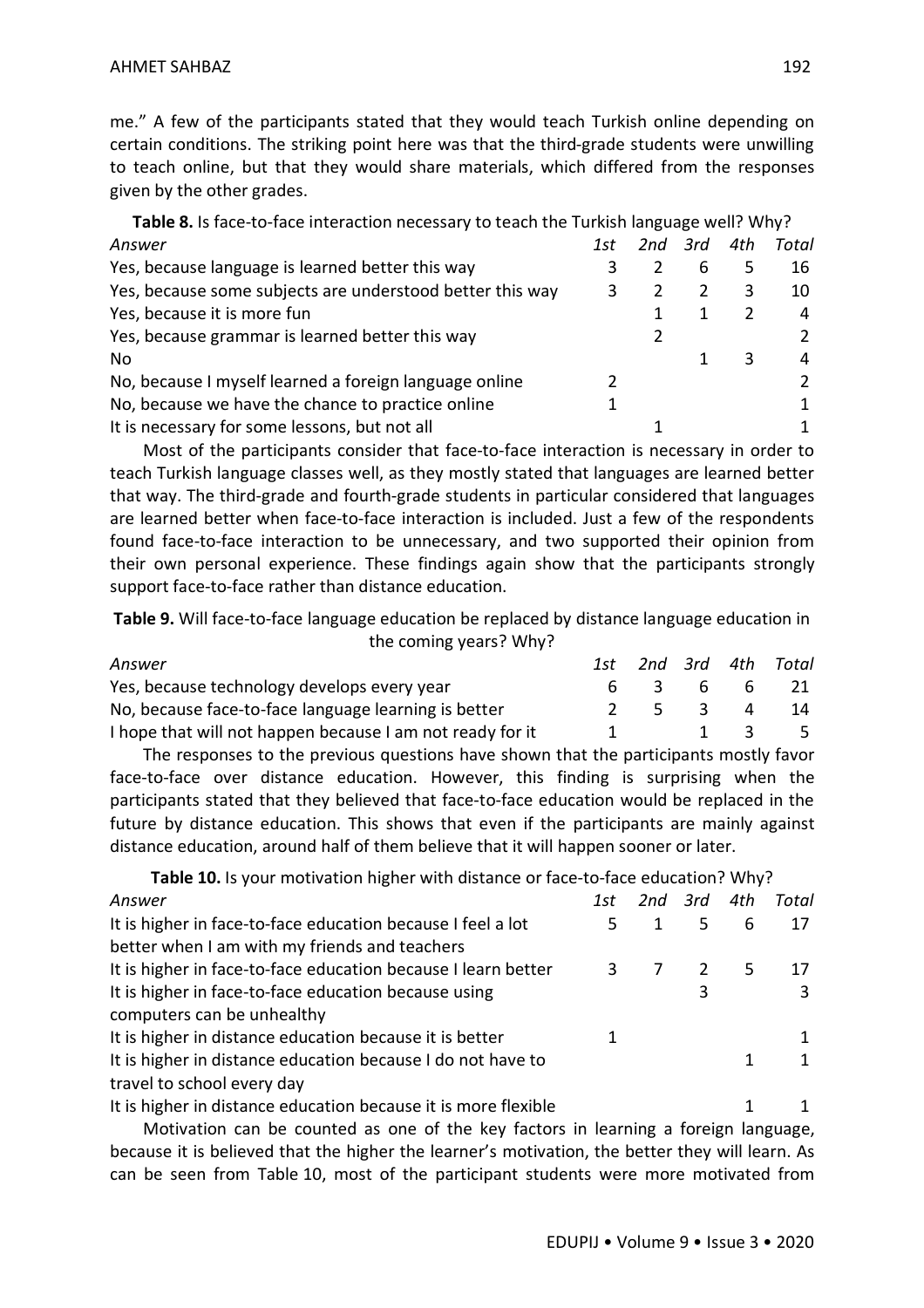me." A few of the participants stated that they would teach Turkish online depending on certain conditions. The striking point here was that the third-grade students were unwilling to teach online, but that they would share materials, which differed from the responses given by the other grades.

**Table 8.** Is face-to-face interaction necessary to teach the Turkish language well? Why?

| *Answer* | *1st* | *2nd* | *3rd* | *4th* | *Total* |
|---|---|---|---|---|---|
| Yes, because language is learned better this way | 3 | 2 | 6 | 5 | 16 |
| Yes, because some subjects are understood better this way | 3 | 2 | 2 | 3 | 10 |
| Yes, because it is more fun | | 1 | 1 | 2 | 4 |
| Yes, because grammar is learned better this way | | 2 | | | 2 |
| No | | | 1 | 3 | 4 |
| No, because I myself learned a foreign language online | 2 | | | | 2 |
| No, because we have the chance to practice online | 1 | | | | 1 |
| It is necessary for some lessons, but not all | | 1 | | | 1 |

Most of the participants consider that face-to-face interaction is necessary in order to teach Turkish language classes well, as they mostly stated that languages are learned better that way. The third-grade and fourth-grade students in particular considered that languages are learned better when face-to-face interaction is included. Just a few of the respondents found face-to-face interaction to be unnecessary, and two supported their opinion from their own personal experience. These findings again show that the participants strongly support face-to-face rather than distance education.

**Table 9.** Will face-to-face language education be replaced by distance language education in the coming years? Why?

| *Answer* | *1st* | *2nd* | *3rd* | *4th* | *Total* |
|---|---|---|---|---|---|
| Yes, because technology develops every year | 6 | 3 | 6 | 6 | 21 |
| No, because face-to-face language learning is better | 2 | 5 | 3 | 4 | 14 |
| I hope that will not happen because I am not ready for it | 1 | | 1 | 3 | 5 |

The responses to the previous questions have shown that the participants mostly favor face-to-face over distance education. However, this finding is surprising when the participants stated that they believed that face-to-face education would be replaced in the future by distance education. This shows that even if the participants are mainly against distance education, around half of them believe that it will happen sooner or later.

**Table 10.** Is your motivation higher with distance or face-to-face education? Why?

| *Answer* | *1st* | *2nd* | *3rd* | *4th* | *Total* |
|---|---|---|---|---|---|
| It is higher in face-to-face education because I feel a lot better when I am with my friends and teachers | 5 | 1 | 5 | 6 | 17 |
| It is higher in face-to-face education because I learn better | 3 | 7 | 2 | 5 | 17 |
| It is higher in face-to-face education because using computers can be unhealthy | | | 3 | | 3 |
| It is higher in distance education because it is better | 1 | | | | 1 |
| It is higher in distance education because I do not have to travel to school every day | | | | 1 | 1 |
| It is higher in distance education because it is more flexible | | | | 1 | 1 |

Motivation can be counted as one of the key factors in learning a foreign language, because it is believed that the higher the learner's motivation, the better they will learn. As can be seen from Table 10, most of the participant students were more motivated from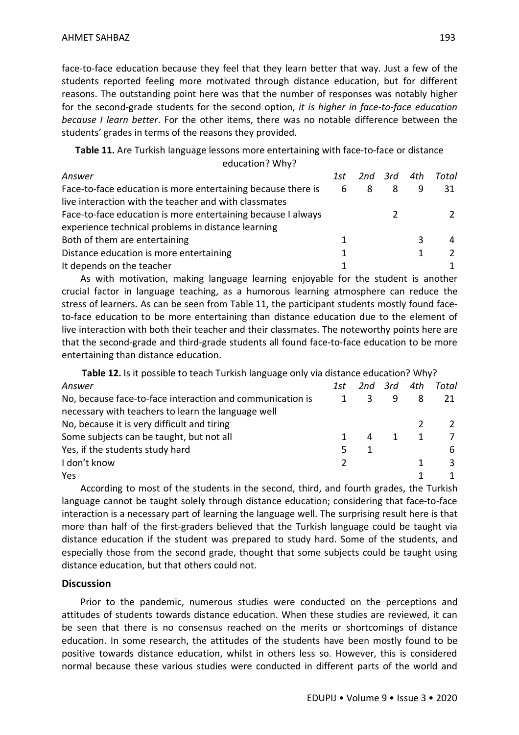face-to-face education because they feel that they learn better that way. Just a few of the students reported feeling more motivated through distance education, but for different reasons. The outstanding point here was that the number of responses was notably higher for the second-grade students for the second option, *it is higher in face-to-face education because I learn better*. For the other items, there was no notable difference between the students' grades in terms of the reasons they provided.

**Table 11.** Are Turkish language lessons more entertaining with face-to-face or distance education? Why?

| *Answer* | *1st* | *2nd* | *3rd* | *4th* | *Total* |
|---|---|---|---|---|---|
| Face-to-face education is more entertaining because there is live interaction with the teacher and with classmates | 6 | 8 | 8 | 9 | 31 |
| Face-to-face education is more entertaining because I always experience technical problems in distance learning | | | 2 | | 2 |
| Both of them are entertaining | 1 | | | 3 | 4 |
| Distance education is more entertaining | 1 | | | 1 | 2 |
| It depends on the teacher | 1 | | | | 1 |

As with motivation, making language learning enjoyable for the student is another crucial factor in language teaching, as a humorous learning atmosphere can reduce the stress of learners. As can be seen from Table 11, the participant students mostly found face-to-face education to be more entertaining than distance education due to the element of live interaction with both their teacher and their classmates. The noteworthy points here are that the second-grade and third-grade students all found face-to-face education to be more entertaining than distance education.

**Table 12.** Is it possible to teach Turkish language only via distance education? Why?

| *Answer* | *1st* | *2nd* | *3rd* | *4th* | *Total* |
|---|---|---|---|---|---|
| No, because face-to-face interaction and communication is necessary with teachers to learn the language well | 1 | 3 | 9 | 8 | 21 |
| No, because it is very difficult and tiring | | | | 2 | 2 |
| Some subjects can be taught, but not all | 1 | 4 | 1 | 1 | 7 |
| Yes, if the students study hard | 5 | 1 | | | 6 |
| I don't know | 2 | | | 1 | 3 |
| Yes | | | | 1 | 1 |

According to most of the students in the second, third, and fourth grades, the Turkish language cannot be taught solely through distance education; considering that face-to-face interaction is a necessary part of learning the language well. The surprising result here is that more than half of the first-graders believed that the Turkish language could be taught via distance education if the student was prepared to study hard. Some of the students, and especially those from the second grade, thought that some subjects could be taught using distance education, but that others could not.

## Discussion

Prior to the pandemic, numerous studies were conducted on the perceptions and attitudes of students towards distance education. When these studies are reviewed, it can be seen that there is no consensus reached on the merits or shortcomings of distance education. In some research, the attitudes of the students have been mostly found to be positive towards distance education, whilst in others less so. However, this is considered normal because these various studies were conducted in different parts of the world and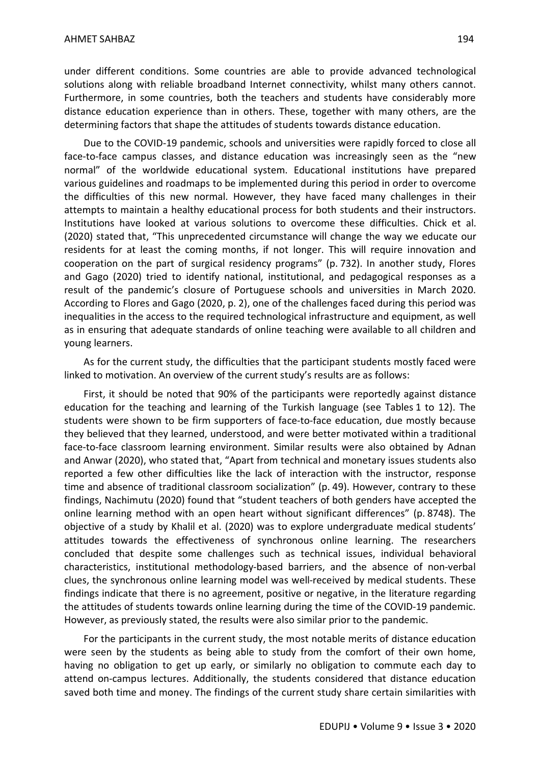under different conditions. Some countries are able to provide advanced technological solutions along with reliable broadband Internet connectivity, whilst many others cannot. Furthermore, in some countries, both the teachers and students have considerably more distance education experience than in others. These, together with many others, are the determining factors that shape the attitudes of students towards distance education.

Due to the COVID-19 pandemic, schools and universities were rapidly forced to close all face-to-face campus classes, and distance education was increasingly seen as the "new normal" of the worldwide educational system. Educational institutions have prepared various guidelines and roadmaps to be implemented during this period in order to overcome the difficulties of this new normal. However, they have faced many challenges in their attempts to maintain a healthy educational process for both students and their instructors. Institutions have looked at various solutions to overcome these difficulties. Chick et al. (2020) stated that, "This unprecedented circumstance will change the way we educate our residents for at least the coming months, if not longer. This will require innovation and cooperation on the part of surgical residency programs" (p. 732). In another study, Flores and Gago (2020) tried to identify national, institutional, and pedagogical responses as a result of the pandemic's closure of Portuguese schools and universities in March 2020. According to Flores and Gago (2020, p. 2), one of the challenges faced during this period was inequalities in the access to the required technological infrastructure and equipment, as well as in ensuring that adequate standards of online teaching were available to all children and young learners.

As for the current study, the difficulties that the participant students mostly faced were linked to motivation. An overview of the current study's results are as follows:

First, it should be noted that 90% of the participants were reportedly against distance education for the teaching and learning of the Turkish language (see Tables 1 to 12). The students were shown to be firm supporters of face-to-face education, due mostly because they believed that they learned, understood, and were better motivated within a traditional face-to-face classroom learning environment. Similar results were also obtained by Adnan and Anwar (2020), who stated that, "Apart from technical and monetary issues students also reported a few other difficulties like the lack of interaction with the instructor, response time and absence of traditional classroom socialization" (p. 49). However, contrary to these findings, Nachimutu (2020) found that "student teachers of both genders have accepted the online learning method with an open heart without significant differences" (p. 8748). The objective of a study by Khalil et al. (2020) was to explore undergraduate medical students' attitudes towards the effectiveness of synchronous online learning. The researchers concluded that despite some challenges such as technical issues, individual behavioral characteristics, institutional methodology-based barriers, and the absence of non-verbal clues, the synchronous online learning model was well-received by medical students. These findings indicate that there is no agreement, positive or negative, in the literature regarding the attitudes of students towards online learning during the time of the COVID-19 pandemic. However, as previously stated, the results were also similar prior to the pandemic.

For the participants in the current study, the most notable merits of distance education were seen by the students as being able to study from the comfort of their own home, having no obligation to get up early, or similarly no obligation to commute each day to attend on-campus lectures. Additionally, the students considered that distance education saved both time and money. The findings of the current study share certain similarities with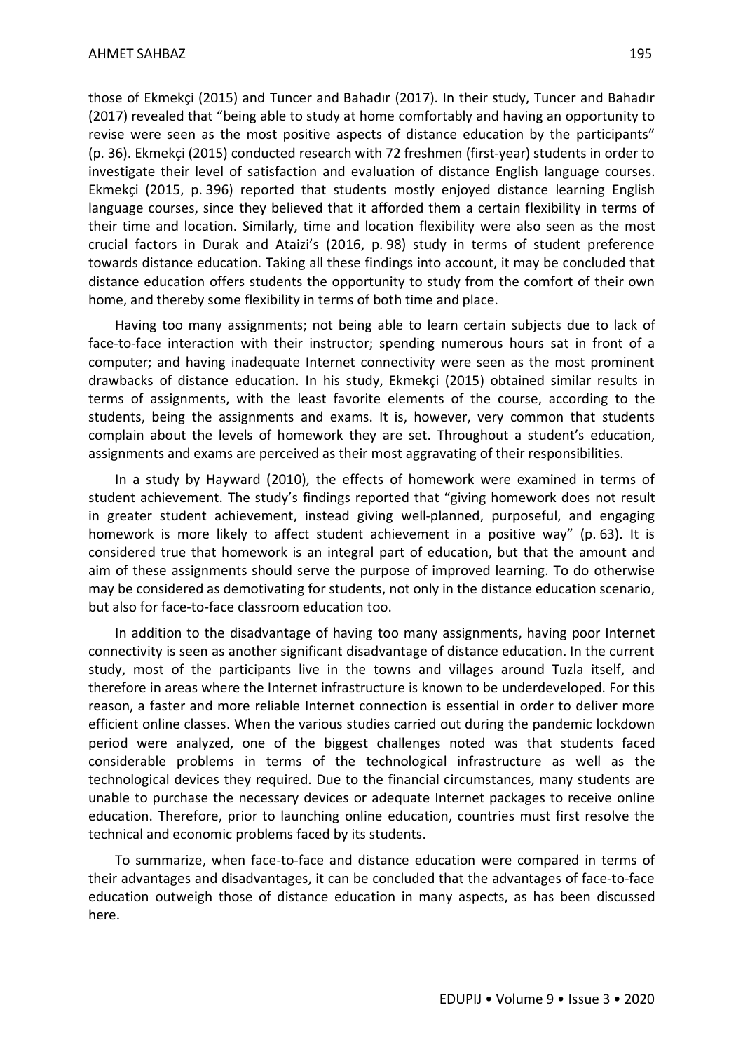those of Ekmekçi (2015) and Tuncer and Bahadır (2017). In their study, Tuncer and Bahadır (2017) revealed that "being able to study at home comfortably and having an opportunity to revise were seen as the most positive aspects of distance education by the participants" (p. 36). Ekmekçi (2015) conducted research with 72 freshmen (first-year) students in order to investigate their level of satisfaction and evaluation of distance English language courses. Ekmekçi (2015, p. 396) reported that students mostly enjoyed distance learning English language courses, since they believed that it afforded them a certain flexibility in terms of their time and location. Similarly, time and location flexibility were also seen as the most crucial factors in Durak and Ataizi's (2016, p. 98) study in terms of student preference towards distance education. Taking all these findings into account, it may be concluded that distance education offers students the opportunity to study from the comfort of their own home, and thereby some flexibility in terms of both time and place.

Having too many assignments; not being able to learn certain subjects due to lack of face-to-face interaction with their instructor; spending numerous hours sat in front of a computer; and having inadequate Internet connectivity were seen as the most prominent drawbacks of distance education. In his study, Ekmekçi (2015) obtained similar results in terms of assignments, with the least favorite elements of the course, according to the students, being the assignments and exams. It is, however, very common that students complain about the levels of homework they are set. Throughout a student's education, assignments and exams are perceived as their most aggravating of their responsibilities.

In a study by Hayward (2010), the effects of homework were examined in terms of student achievement. The study's findings reported that "giving homework does not result in greater student achievement, instead giving well-planned, purposeful, and engaging homework is more likely to affect student achievement in a positive way" (p. 63). It is considered true that homework is an integral part of education, but that the amount and aim of these assignments should serve the purpose of improved learning. To do otherwise may be considered as demotivating for students, not only in the distance education scenario, but also for face-to-face classroom education too.

In addition to the disadvantage of having too many assignments, having poor Internet connectivity is seen as another significant disadvantage of distance education. In the current study, most of the participants live in the towns and villages around Tuzla itself, and therefore in areas where the Internet infrastructure is known to be underdeveloped. For this reason, a faster and more reliable Internet connection is essential in order to deliver more efficient online classes. When the various studies carried out during the pandemic lockdown period were analyzed, one of the biggest challenges noted was that students faced considerable problems in terms of the technological infrastructure as well as the technological devices they required. Due to the financial circumstances, many students are unable to purchase the necessary devices or adequate Internet packages to receive online education. Therefore, prior to launching online education, countries must first resolve the technical and economic problems faced by its students.

To summarize, when face-to-face and distance education were compared in terms of their advantages and disadvantages, it can be concluded that the advantages of face-to-face education outweigh those of distance education in many aspects, as has been discussed here.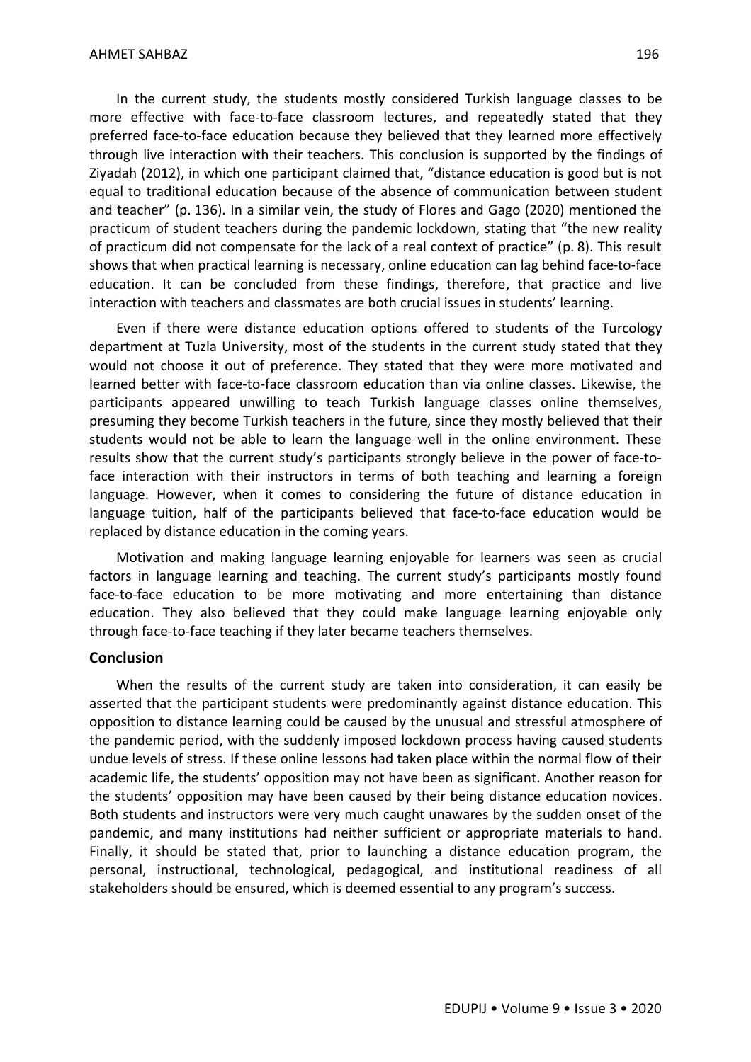In the current study, the students mostly considered Turkish language classes to be more effective with face-to-face classroom lectures, and repeatedly stated that they preferred face-to-face education because they believed that they learned more effectively through live interaction with their teachers. This conclusion is supported by the findings of Ziyadah (2012), in which one participant claimed that, "distance education is good but is not equal to traditional education because of the absence of communication between student and teacher" (p. 136). In a similar vein, the study of Flores and Gago (2020) mentioned the practicum of student teachers during the pandemic lockdown, stating that "the new reality of practicum did not compensate for the lack of a real context of practice" (p. 8). This result shows that when practical learning is necessary, online education can lag behind face-to-face education. It can be concluded from these findings, therefore, that practice and live interaction with teachers and classmates are both crucial issues in students' learning.

Even if there were distance education options offered to students of the Turcology department at Tuzla University, most of the students in the current study stated that they would not choose it out of preference. They stated that they were more motivated and learned better with face-to-face classroom education than via online classes. Likewise, the participants appeared unwilling to teach Turkish language classes online themselves, presuming they become Turkish teachers in the future, since they mostly believed that their students would not be able to learn the language well in the online environment. These results show that the current study's participants strongly believe in the power of face-to-face interaction with their instructors in terms of both teaching and learning a foreign language. However, when it comes to considering the future of distance education in language tuition, half of the participants believed that face-to-face education would be replaced by distance education in the coming years.

Motivation and making language learning enjoyable for learners was seen as crucial factors in language learning and teaching. The current study's participants mostly found face-to-face education to be more motivating and more entertaining than distance education. They also believed that they could make language learning enjoyable only through face-to-face teaching if they later became teachers themselves.

## Conclusion

When the results of the current study are taken into consideration, it can easily be asserted that the participant students were predominantly against distance education. This opposition to distance learning could be caused by the unusual and stressful atmosphere of the pandemic period, with the suddenly imposed lockdown process having caused students undue levels of stress. If these online lessons had taken place within the normal flow of their academic life, the students' opposition may not have been as significant. Another reason for the students' opposition may have been caused by their being distance education novices. Both students and instructors were very much caught unawares by the sudden onset of the pandemic, and many institutions had neither sufficient or appropriate materials to hand. Finally, it should be stated that, prior to launching a distance education program, the personal, instructional, technological, pedagogical, and institutional readiness of all stakeholders should be ensured, which is deemed essential to any program's success.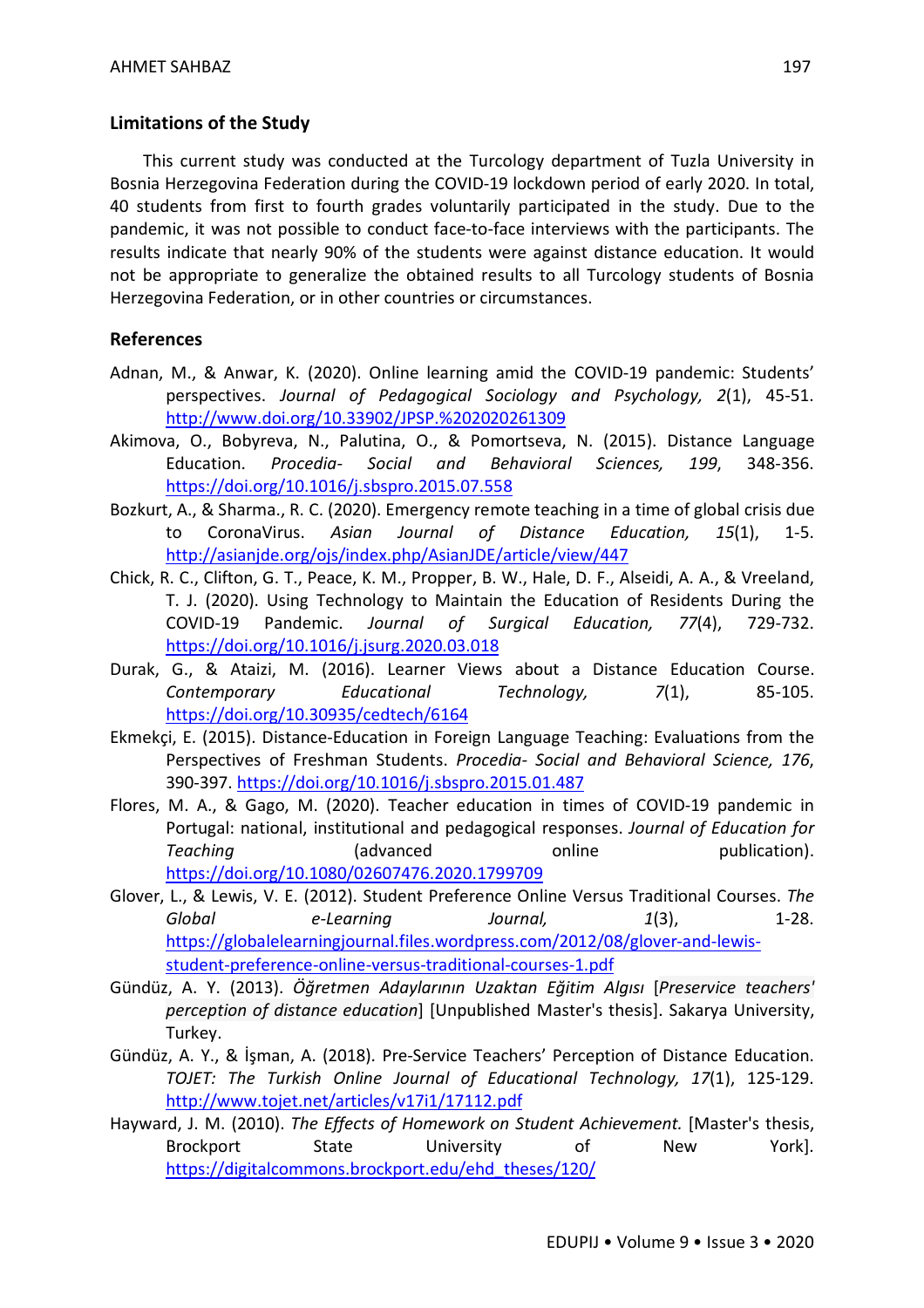## Limitations of the Study

This current study was conducted at the Turcology department of Tuzla University in Bosnia Herzegovina Federation during the COVID-19 lockdown period of early 2020. In total, 40 students from first to fourth grades voluntarily participated in the study. Due to the pandemic, it was not possible to conduct face-to-face interviews with the participants. The results indicate that nearly 90% of the students were against distance education. It would not be appropriate to generalize the obtained results to all Turcology students of Bosnia Herzegovina Federation, or in other countries or circumstances.

## References

Adnan, M., & Anwar, K. (2020). Online learning amid the COVID-19 pandemic: Students' perspectives. *Journal of Pedagogical Sociology and Psychology, 2*(1), 45-51. http://www.doi.org/10.33902/JPSP.%202020261309

Akimova, O., Bobyreva, N., Palutina, O., & Pomortseva, N. (2015). Distance Language Education. *Procedia- Social and Behavioral Sciences, 199*, 348-356. https://doi.org/10.1016/j.sbspro.2015.07.558

Bozkurt, A., & Sharma., R. C. (2020). Emergency remote teaching in a time of global crisis due to CoronaVirus. *Asian Journal of Distance Education, 15*(1), 1-5. http://asianjde.org/ojs/index.php/AsianJDE/article/view/447

Chick, R. C., Clifton, G. T., Peace, K. M., Propper, B. W., Hale, D. F., Alseidi, A. A., & Vreeland, T. J. (2020). Using Technology to Maintain the Education of Residents During the COVID-19 Pandemic. *Journal of Surgical Education, 77*(4), 729-732. https://doi.org/10.1016/j.jsurg.2020.03.018

Durak, G., & Ataizi, M. (2016). Learner Views about a Distance Education Course. *Contemporary Educational Technology, 7*(1), 85-105. https://doi.org/10.30935/cedtech/6164

Ekmekçi, E. (2015). Distance-Education in Foreign Language Teaching: Evaluations from the Perspectives of Freshman Students. *Procedia- Social and Behavioral Science, 176*, 390-397. https://doi.org/10.1016/j.sbspro.2015.01.487

Flores, M. A., & Gago, M. (2020). Teacher education in times of COVID-19 pandemic in Portugal: national, institutional and pedagogical responses. *Journal of Education for Teaching* (advanced online publication). https://doi.org/10.1080/02607476.2020.1799709

Glover, L., & Lewis, V. E. (2012). Student Preference Online Versus Traditional Courses. *The Global e-Learning Journal, 1*(3), 1-28. https://globalelearningjournal.files.wordpress.com/2012/08/glover-and-lewis-student-preference-online-versus-traditional-courses-1.pdf

Gündüz, A. Y. (2013). *Öğretmen Adaylarının Uzaktan Eğitim Algısı* [*Preservice teachers' perception of distance education*] [Unpublished Master's thesis]. Sakarya University, Turkey.

Gündüz, A. Y., & İşman, A. (2018). Pre-Service Teachers' Perception of Distance Education. *TOJET: The Turkish Online Journal of Educational Technology, 17*(1), 125-129. http://www.tojet.net/articles/v17i1/17112.pdf

Hayward, J. M. (2010). *The Effects of Homework on Student Achievement.* [Master's thesis, Brockport State University of New York]. https://digitalcommons.brockport.edu/ehd_theses/120/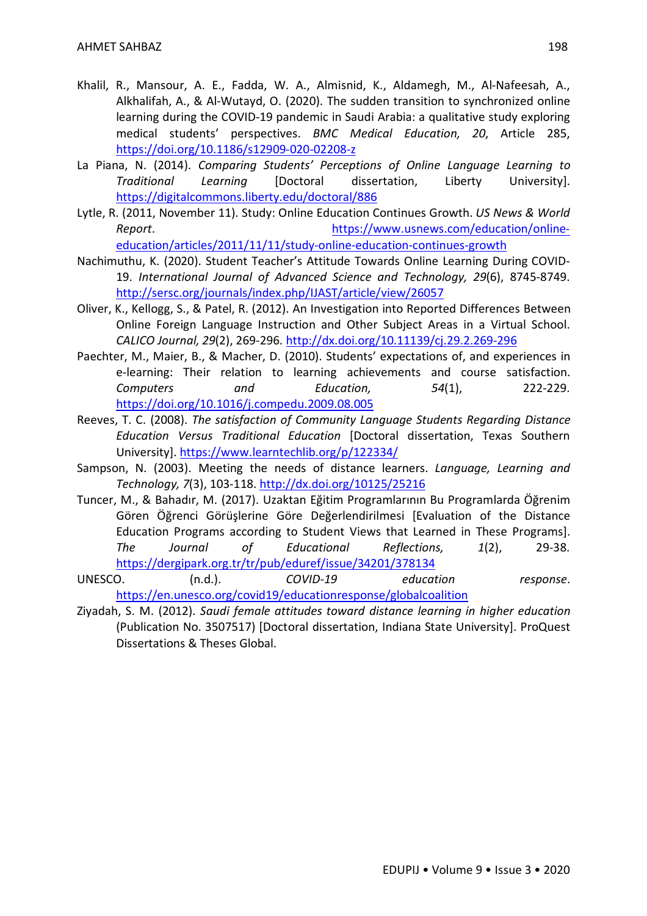Khalil, R., Mansour, A. E., Fadda, W. A., Almisnid, K., Aldamegh, M., Al-Nafeesah, A., Alkhalifah, A., & Al-Wutayd, O. (2020). The sudden transition to synchronized online learning during the COVID-19 pandemic in Saudi Arabia: a qualitative study exploring medical students' perspectives. *BMC Medical Education, 20*, Article 285, https://doi.org/10.1186/s12909-020-02208-z

La Piana, N. (2014). *Comparing Students' Perceptions of Online Language Learning to Traditional Learning* [Doctoral dissertation, Liberty University]. https://digitalcommons.liberty.edu/doctoral/886

Lytle, R. (2011, November 11). Study: Online Education Continues Growth. *US News & World Report*. https://www.usnews.com/education/online-education/articles/2011/11/11/study-online-education-continues-growth

Nachimuthu, K. (2020). Student Teacher's Attitude Towards Online Learning During COVID-19. *International Journal of Advanced Science and Technology, 29*(6), 8745-8749. http://sersc.org/journals/index.php/IJAST/article/view/26057

Oliver, K., Kellogg, S., & Patel, R. (2012). An Investigation into Reported Differences Between Online Foreign Language Instruction and Other Subject Areas in a Virtual School. *CALICO Journal, 29*(2), 269-296. http://dx.doi.org/10.11139/cj.29.2.269-296

Paechter, M., Maier, B., & Macher, D. (2010). Students' expectations of, and experiences in e-learning: Their relation to learning achievements and course satisfaction. *Computers and Education, 54*(1), 222-229. https://doi.org/10.1016/j.compedu.2009.08.005

Reeves, T. C. (2008). *The satisfaction of Community Language Students Regarding Distance Education Versus Traditional Education* [Doctoral dissertation, Texas Southern University]. https://www.learntechlib.org/p/122334/

Sampson, N. (2003). Meeting the needs of distance learners. *Language, Learning and Technology, 7*(3), 103-118. http://dx.doi.org/10125/25216

Tuncer, M., & Bahadır, M. (2017). Uzaktan Eğitim Programlarının Bu Programlarda Öğrenim Gören Öğrenci Görüşlerine Göre Değerlendirilmesi [Evaluation of the Distance Education Programs according to Student Views that Learned in These Programs]. *The Journal of Educational Reflections, 1*(2), 29-38. https://dergipark.org.tr/tr/pub/eduref/issue/34201/378134

UNESCO. (n.d.). *COVID-19 education response*. https://en.unesco.org/covid19/educationresponse/globalcoalition

Ziyadah, S. M. (2012). *Saudi female attitudes toward distance learning in higher education* (Publication No. 3507517) [Doctoral dissertation, Indiana State University]. ProQuest Dissertations & Theses Global.